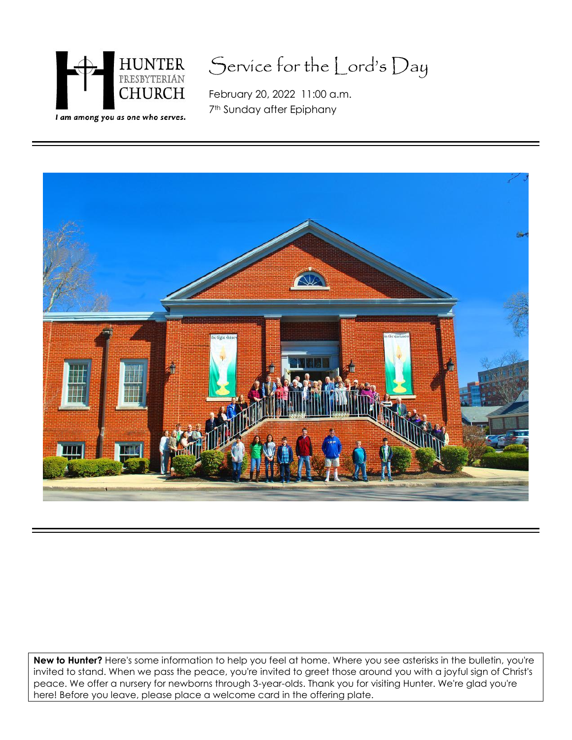HUNTER PRESBYTERIAN CHURCH

*I am among you as one who serves.*

# Service for the Lord's Day

February 20, 2022 11:00 a.m.
7th Sunday after Epiphany

**New to Hunter?** Here's some information to help you feel at home. Where you see asterisks in the bulletin, you're invited to stand. When we pass the peace, you're invited to greet those around you with a joyful sign of Christ's peace. We offer a nursery for newborns through 3-year-olds. Thank you for visiting Hunter. We're glad you're here! Before you leave, please place a welcome card in the offering plate.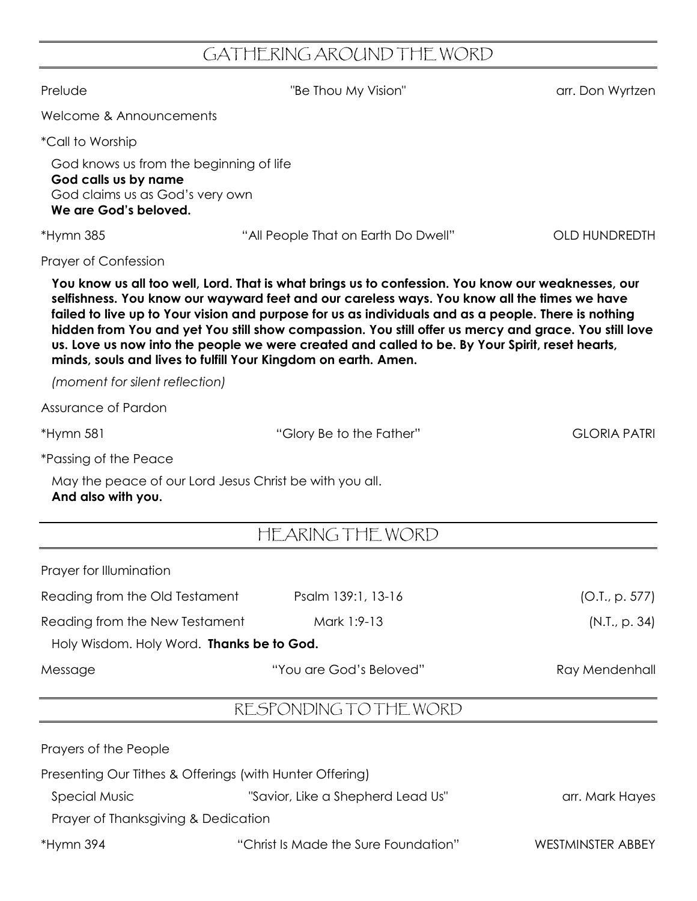## GATHERING AROUND THE WORD

Prelude "Be Thou My Vision" arr. Don Wyrtzen

Welcome & Announcements

*Call to Worship

God knows us from the beginning of life
**God calls us by name**
God claims us as God's very own
**We are God's beloved.**

*Hymn 385 "All People That on Earth Do Dwell" OLD HUNDREDTH

Prayer of Confession

**You know us all too well, Lord. That is what brings us to confession. You know our weaknesses, our selfishness. You know our wayward feet and our careless ways. You know all the times we have failed to live up to Your vision and purpose for us as individuals and as a people. There is nothing hidden from You and yet You still show compassion. You still offer us mercy and grace. You still love us. Love us now into the people we were created and called to be. By Your Spirit, reset hearts, minds, souls and lives to fulfill Your Kingdom on earth. Amen.**

*(moment for silent reflection)*

Assurance of Pardon

*Hymn 581 "Glory Be to the Father" GLORIA PATRI

*Passing of the Peace

May the peace of our Lord Jesus Christ be with you all.
**And also with you.**

## HEARING THE WORD

Prayer for Illumination

Reading from the Old Testament Psalm 139:1, 13-16 (O.T., p. 577)

Reading from the New Testament Mark 1:9-13 (N.T., p. 34)

Holy Wisdom. Holy Word. **Thanks be to God.**

Message "You are God's Beloved" Ray Mendenhall

## RESPONDING TO THE WORD

Prayers of the People

Presenting Our Tithes & Offerings (with Hunter Offering)

Special Music "Savior, Like a Shepherd Lead Us" arr. Mark Hayes

Prayer of Thanksgiving & Dedication

*Hymn 394 "Christ Is Made the Sure Foundation" WESTMINSTER ABBEY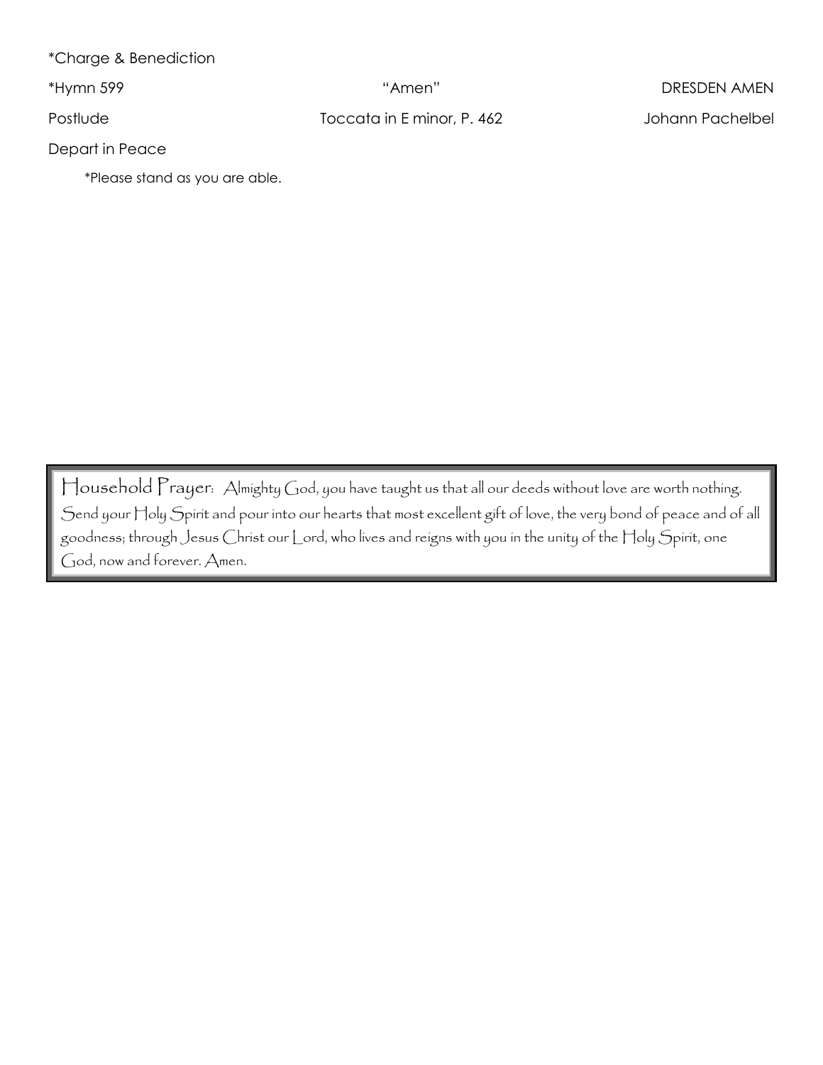*Charge & Benediction

*Hymn 599 "Amen" DRESDEN AMEN

Postlude Toccata in E minor, P. 462 Johann Pachelbel

Depart in Peace

*Please stand as you are able.

**Household Prayer:** Almighty God, you have taught us that all our deeds without love are worth nothing. Send your Holy Spirit and pour into our hearts that most excellent gift of love, the very bond of peace and of all goodness; through Jesus Christ our Lord, who lives and reigns with you in the unity of the Holy Spirit, one God, now and forever. Amen.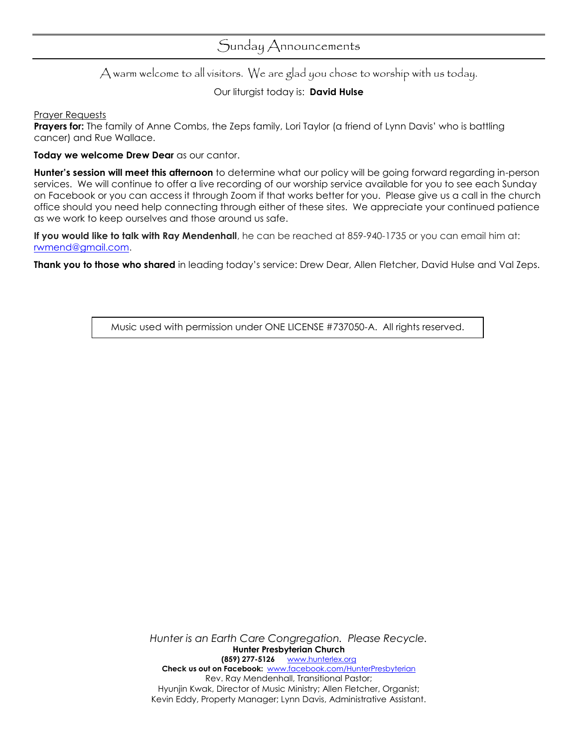# Sunday Announcements

A warm welcome to all visitors. We are glad you chose to worship with us today.

Our liturgist today is: **David Hulse**

Prayer Requests

**Prayers for:** The family of Anne Combs, the Zeps family, Lori Taylor (a friend of Lynn Davis' who is battling cancer) and Rue Wallace.

**Today we welcome Drew Dear** as our cantor.

**Hunter's session will meet this afternoon** to determine what our policy will be going forward regarding in-person services. We will continue to offer a live recording of our worship service available for you to see each Sunday on Facebook or you can access it through Zoom if that works better for you. Please give us a call in the church office should you need help connecting through either of these sites. We appreciate your continued patience as we work to keep ourselves and those around us safe.

**If you would like to talk with Ray Mendenhall**, he can be reached at 859-940-1735 or you can email him at: rwmend@gmail.com.

**Thank you to those who shared** in leading today's service: Drew Dear, Allen Fletcher, David Hulse and Val Zeps.

Music used with permission under ONE LICENSE #737050-A. All rights reserved.

*Hunter is an Earth Care Congregation. Please Recycle.*

**Hunter Presbyterian Church**

**(859) 277-5126** www.hunterlex.org

**Check us out on Facebook:** www.facebook.com/HunterPresbyterian

Rev. Ray Mendenhall, Transitional Pastor;
Hyunjin Kwak, Director of Music Ministry; Allen Fletcher, Organist;
Kevin Eddy, Property Manager; Lynn Davis, Administrative Assistant.